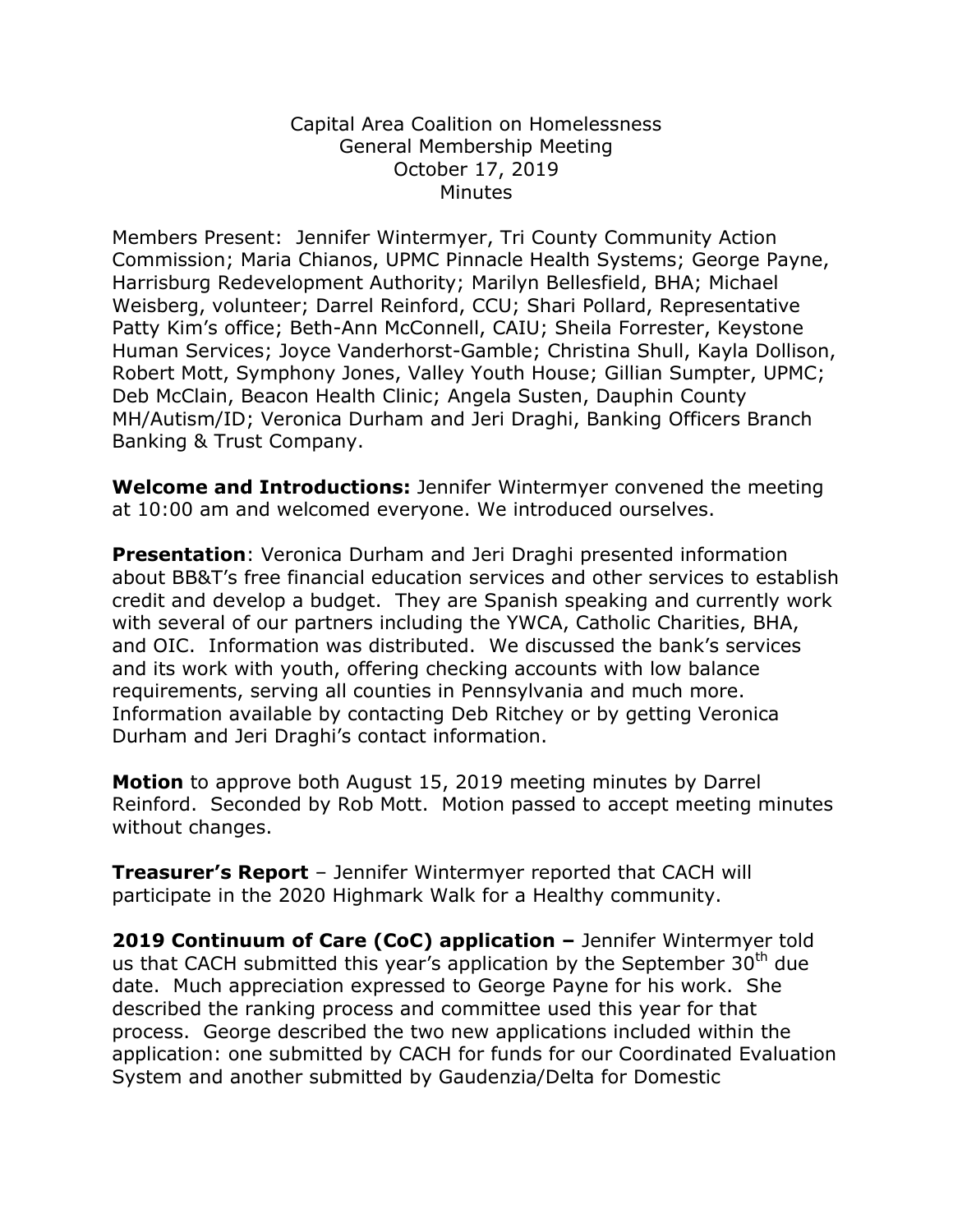Capital Area Coalition on Homelessness
General Membership Meeting
October 17, 2019
Minutes

Members Present: Jennifer Wintermyer, Tri County Community Action Commission; Maria Chianos, UPMC Pinnacle Health Systems; George Payne, Harrisburg Redevelopment Authority; Marilyn Bellesfield, BHA; Michael Weisberg, volunteer; Darrel Reinford, CCU; Shari Pollard, Representative Patty Kim's office; Beth-Ann McConnell, CAIU; Sheila Forrester, Keystone Human Services; Joyce Vanderhorst-Gamble; Christina Shull, Kayla Dollison, Robert Mott, Symphony Jones, Valley Youth House; Gillian Sumpter, UPMC; Deb McClain, Beacon Health Clinic; Angela Susten, Dauphin County MH/Autism/ID; Veronica Durham and Jeri Draghi, Banking Officers Branch Banking & Trust Company.

**Welcome and Introductions:** Jennifer Wintermyer convened the meeting at 10:00 am and welcomed everyone. We introduced ourselves.

**Presentation**: Veronica Durham and Jeri Draghi presented information about BB&T's free financial education services and other services to establish credit and develop a budget. They are Spanish speaking and currently work with several of our partners including the YWCA, Catholic Charities, BHA, and OIC. Information was distributed. We discussed the bank's services and its work with youth, offering checking accounts with low balance requirements, serving all counties in Pennsylvania and much more. Information available by contacting Deb Ritchey or by getting Veronica Durham and Jeri Draghi's contact information.

**Motion** to approve both August 15, 2019 meeting minutes by Darrel Reinford. Seconded by Rob Mott. Motion passed to accept meeting minutes without changes.

**Treasurer's Report** – Jennifer Wintermyer reported that CACH will participate in the 2020 Highmark Walk for a Healthy community.

**2019 Continuum of Care (CoC) application –** Jennifer Wintermyer told us that CACH submitted this year's application by the September 30th due date. Much appreciation expressed to George Payne for his work. She described the ranking process and committee used this year for that process. George described the two new applications included within the application: one submitted by CACH for funds for our Coordinated Evaluation System and another submitted by Gaudenzia/Delta for Domestic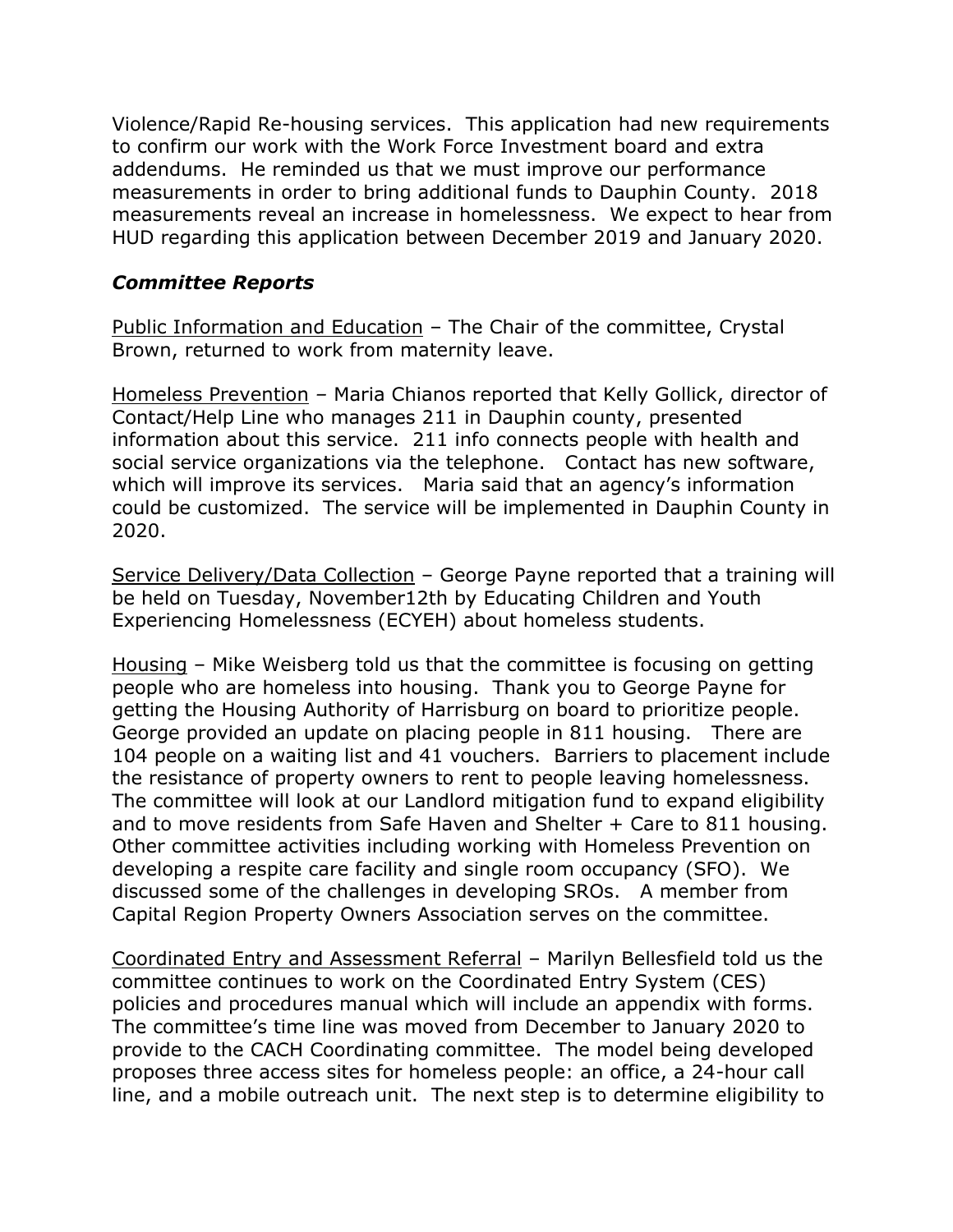Violence/Rapid Re-housing services. This application had new requirements to confirm our work with the Work Force Investment board and extra addendums. He reminded us that we must improve our performance measurements in order to bring additional funds to Dauphin County. 2018 measurements reveal an increase in homelessness. We expect to hear from HUD regarding this application between December 2019 and January 2020.

### ***Committee Reports***

<u>Public Information and Education</u> – The Chair of the committee, Crystal Brown, returned to work from maternity leave.

<u>Homeless Prevention</u> – Maria Chianos reported that Kelly Gollick, director of Contact/Help Line who manages 211 in Dauphin county, presented information about this service. 211 info connects people with health and social service organizations via the telephone. Contact has new software, which will improve its services. Maria said that an agency's information could be customized. The service will be implemented in Dauphin County in 2020.

<u>Service Delivery/Data Collection</u> – George Payne reported that a training will be held on Tuesday, November12th by Educating Children and Youth Experiencing Homelessness (ECYEH) about homeless students.

<u>Housing</u> – Mike Weisberg told us that the committee is focusing on getting people who are homeless into housing. Thank you to George Payne for getting the Housing Authority of Harrisburg on board to prioritize people. George provided an update on placing people in 811 housing. There are 104 people on a waiting list and 41 vouchers. Barriers to placement include the resistance of property owners to rent to people leaving homelessness. The committee will look at our Landlord mitigation fund to expand eligibility and to move residents from Safe Haven and Shelter + Care to 811 housing. Other committee activities including working with Homeless Prevention on developing a respite care facility and single room occupancy (SFO). We discussed some of the challenges in developing SROs. A member from Capital Region Property Owners Association serves on the committee.

<u>Coordinated Entry and Assessment Referral</u> – Marilyn Bellesfield told us the committee continues to work on the Coordinated Entry System (CES) policies and procedures manual which will include an appendix with forms. The committee's time line was moved from December to January 2020 to provide to the CACH Coordinating committee. The model being developed proposes three access sites for homeless people: an office, a 24-hour call line, and a mobile outreach unit. The next step is to determine eligibility to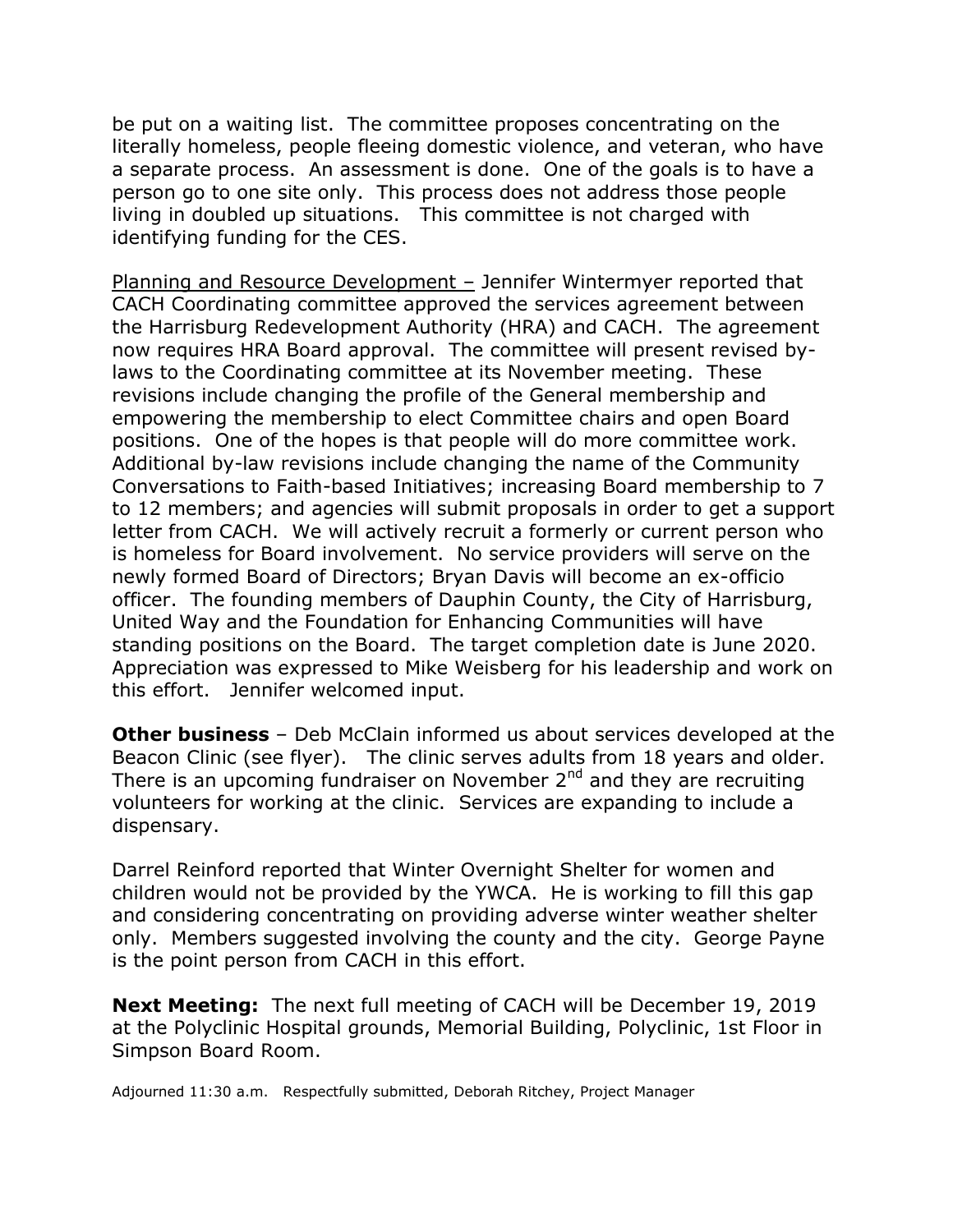be put on a waiting list. The committee proposes concentrating on the literally homeless, people fleeing domestic violence, and veteran, who have a separate process. An assessment is done. One of the goals is to have a person go to one site only. This process does not address those people living in doubled up situations. This committee is not charged with identifying funding for the CES.

<u>Planning and Resource Development –</u> Jennifer Wintermyer reported that CACH Coordinating committee approved the services agreement between the Harrisburg Redevelopment Authority (HRA) and CACH. The agreement now requires HRA Board approval. The committee will present revised by-laws to the Coordinating committee at its November meeting. These revisions include changing the profile of the General membership and empowering the membership to elect Committee chairs and open Board positions. One of the hopes is that people will do more committee work. Additional by-law revisions include changing the name of the Community Conversations to Faith-based Initiatives; increasing Board membership to 7 to 12 members; and agencies will submit proposals in order to get a support letter from CACH. We will actively recruit a formerly or current person who is homeless for Board involvement. No service providers will serve on the newly formed Board of Directors; Bryan Davis will become an ex-officio officer. The founding members of Dauphin County, the City of Harrisburg, United Way and the Foundation for Enhancing Communities will have standing positions on the Board. The target completion date is June 2020. Appreciation was expressed to Mike Weisberg for his leadership and work on this effort. Jennifer welcomed input.

**Other business** – Deb McClain informed us about services developed at the Beacon Clinic (see flyer). The clinic serves adults from 18 years and older. There is an upcoming fundraiser on November 2nd and they are recruiting volunteers for working at the clinic. Services are expanding to include a dispensary.

Darrel Reinford reported that Winter Overnight Shelter for women and children would not be provided by the YWCA. He is working to fill this gap and considering concentrating on providing adverse winter weather shelter only. Members suggested involving the county and the city. George Payne is the point person from CACH in this effort.

**Next Meeting:** The next full meeting of CACH will be December 19, 2019 at the Polyclinic Hospital grounds, Memorial Building, Polyclinic, 1st Floor in Simpson Board Room.

Adjourned 11:30 a.m. Respectfully submitted, Deborah Ritchey, Project Manager